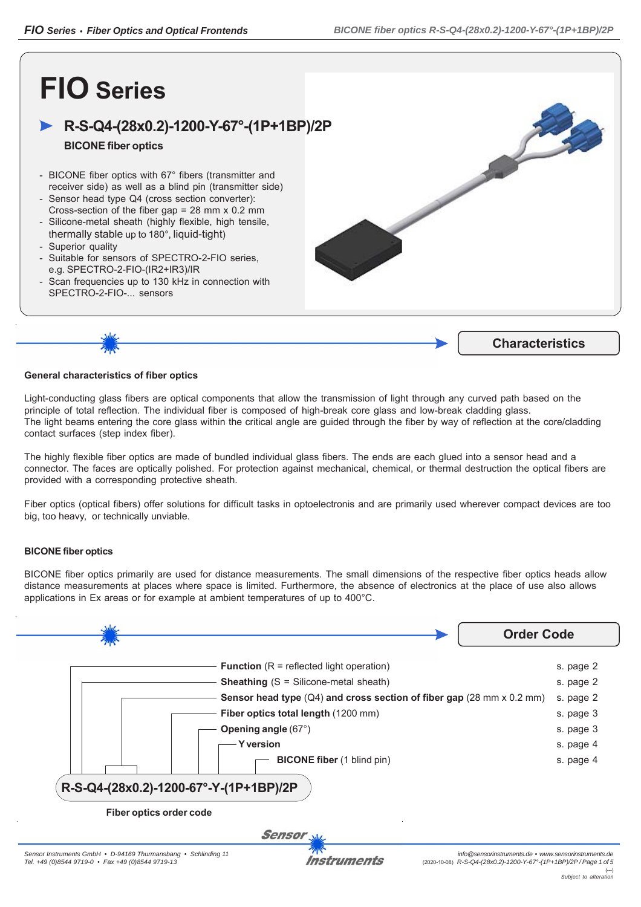# FIO Series

## ➤ R-S-Q4-(28x0.2)-1200-Y-67°-(1P+1BP)/2P

**BICONE fiber optics**

- BICONE fiber optics with 67° fibers (transmitter and receiver side) as well as a blind pin (transmitter side)
- Sensor head type Q4 (cross section converter): Cross-section of the fiber gap = 28 mm x 0.2 mm
- Silicone-metal sheath (highly flexible, high tensile, thermally stable up to 180°, liquid-tight)
- Superior quality
- Suitable for sensors of SPECTRO-2-FIO series, e.g. SPECTRO-2-FIO-(IR2+IR3)/IR
- Scan frequencies up to 130 kHz in connection with SPECTRO-2-FIO-... sensors

## Characteristics

**General characteristics of fiber optics**

Light-conducting glass fibers are optical components that allow the transmission of light through any curved path based on the principle of total reflection. The individual fiber is composed of high-break core glass and low-break cladding glass.
The light beams entering the core glass within the critical angle are guided through the fiber by way of reflection at the core/cladding contact surfaces (step index fiber).

The highly flexible fiber optics are made of bundled individual glass fibers. The ends are each glued into a sensor head and a connector. The faces are optically polished. For protection against mechanical, chemical, or thermal destruction the optical fibers are provided with a corresponding protective sheath.

Fiber optics (optical fibers) offer solutions for difficult tasks in optoelectronis and are primarily used wherever compact devices are too big, too heavy, or technically unviable.

**BICONE fiber optics**

BICONE fiber optics primarily are used for distance measurements. The small dimensions of the respective fiber optics heads allow distance measurements at places where space is limited. Furthermore, the absence of electronics at the place of use also allows applications in Ex areas or for example at ambient temperatures of up to 400°C.

## Order Code

| | |
|---|---|
| **Function** (R = reflected light operation) | s. page 2 |
| **Sheathing** (S = Silicone-metal sheath) | s. page 2 |
| **Sensor head type** (Q4) **and cross section of fiber gap** (28 mm x 0.2 mm) | s. page 2 |
| **Fiber optics total length** (1200 mm) | s. page 3 |
| **Opening angle** (67°) | s. page 3 |
| **Y version** | s. page 4 |
| **BICONE fiber** (1 blind pin) | s. page 4 |

**R-S-Q4-(28x0.2)-1200-67°-Y-(1P+1BP)/2P**

**Fiber optics order code**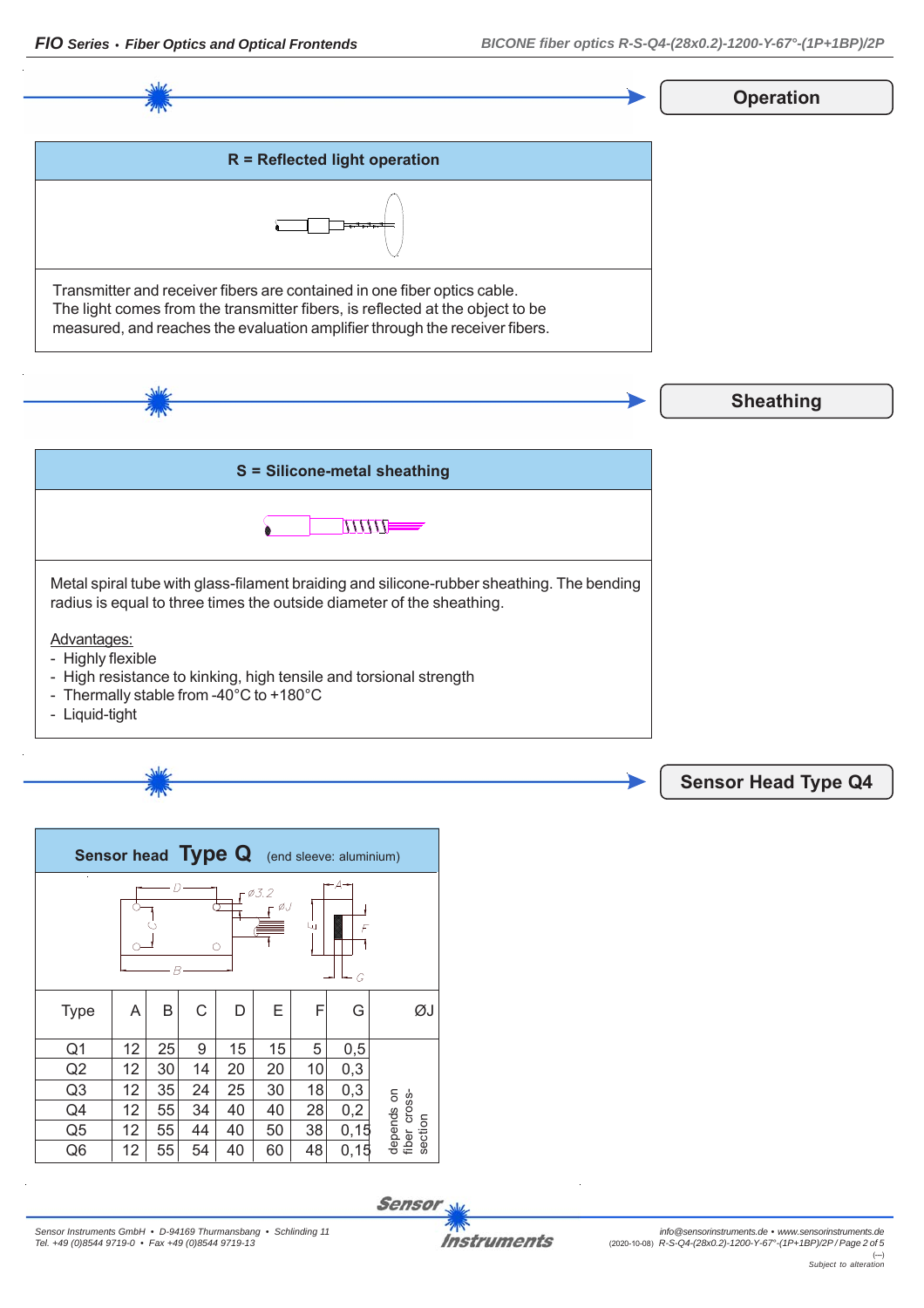## Operation

### R = Reflected light operation

Transmitter and receiver fibers are contained in one fiber optics cable.
The light comes from the transmitter fibers, is reflected at the object to be measured, and reaches the evaluation amplifier through the receiver fibers.

## Sheathing

### S = Silicone-metal sheathing

Metal spiral tube with glass-filament braiding and silicone-rubber sheathing. The bending radius is equal to three times the outside diameter of the sheathing.

Advantages:
- Highly flexible
- High resistance to kinking, high tensile and torsional strength
- Thermally stable from -40°C to +180°C
- Liquid-tight

## Sensor Head Type Q4

### Sensor head **Type Q** (end sleeve: aluminium)

| Type | A | B | C | D | E | F | G | ØJ |
|---|---|---|---|---|---|---|---|---|
| Q1 | 12 | 25 | 9 | 15 | 15 | 5 | 0,5 | depends on fiber cross-section |
| Q2 | 12 | 30 | 14 | 20 | 20 | 10 | 0,3 | |
| Q3 | 12 | 35 | 24 | 25 | 30 | 18 | 0,3 | |
| Q4 | 12 | 55 | 34 | 40 | 40 | 28 | 0,2 | |
| Q5 | 12 | 55 | 44 | 40 | 50 | 38 | 0,15 | |
| Q6 | 12 | 55 | 54 | 40 | 60 | 48 | 0,15 | |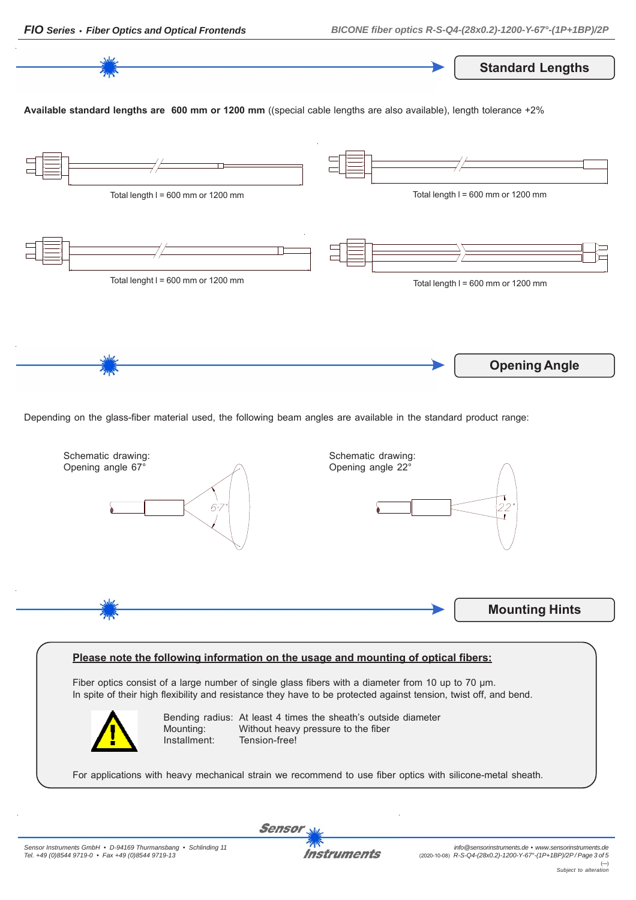## Standard Lengths

**Available standard lengths are 600 mm or 1200 mm** ((special cable lengths are also available), length tolerance +2%

Total length l = 600 mm or 1200 mm

Total length l = 600 mm or 1200 mm

Total lenght l = 600 mm or 1200 mm

Total length l = 600 mm or 1200 mm

## Opening Angle

Depending on the glass-fiber material used, the following beam angles are available in the standard product range:

Schematic drawing:
Opening angle 67°

Schematic drawing:
Opening angle 22°

## Mounting Hints

**Please note the following information on the usage and mounting of optical fibers:**

Fiber optics consist of a large number of single glass fibers with a diameter from 10 up to 70 µm.
In spite of their high flexibility and resistance they have to be protected against tension, twist off, and bend.

Bending radius: At least 4 times the sheath's outside diameter
Mounting: Without heavy pressure to the fiber
Installment: Tension-free!

For applications with heavy mechanical strain we recommend to use fiber optics with silicone-metal sheath.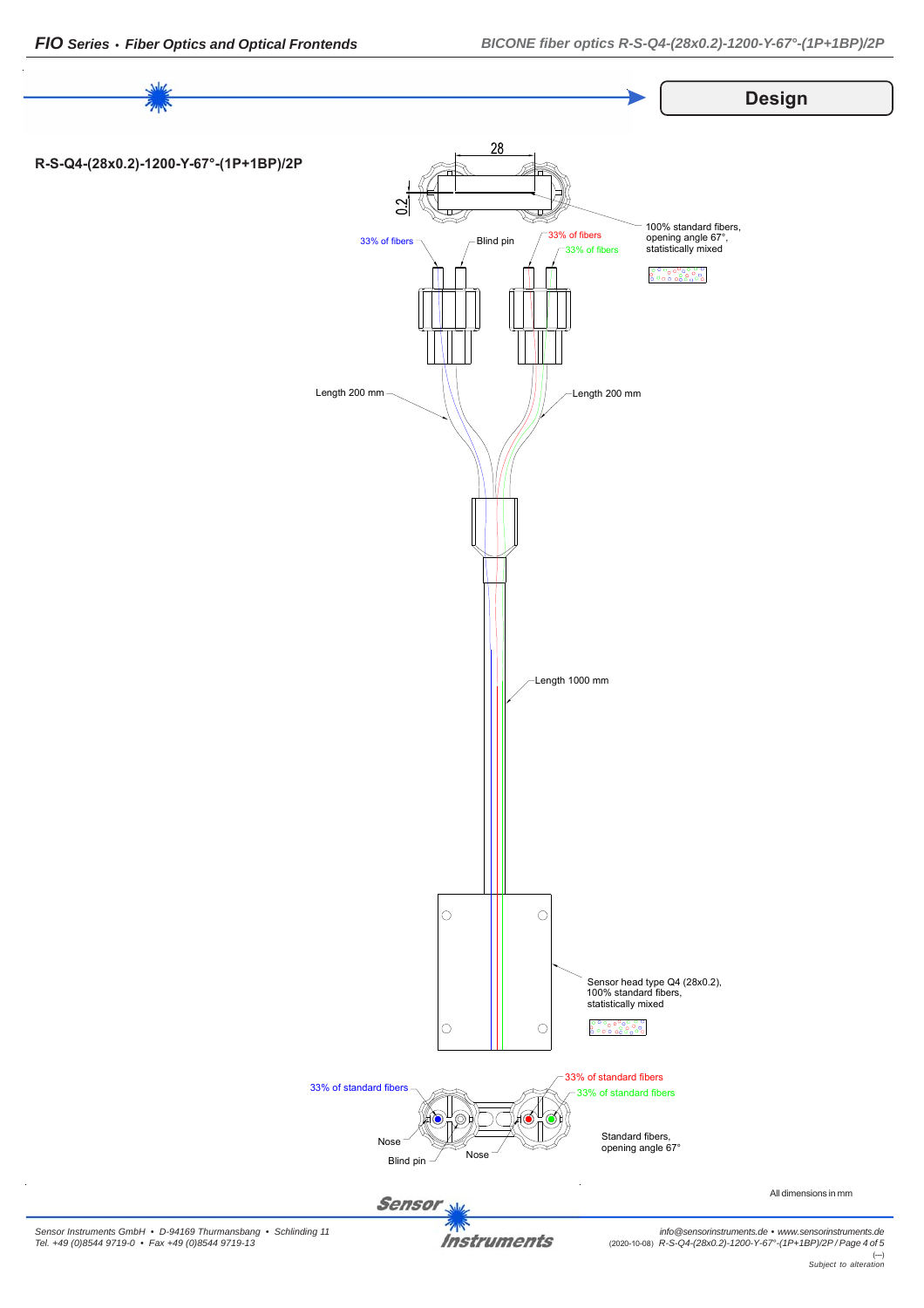## Design

**R-S-Q4-(28x0.2)-1200-Y-67°-(1P+1BP)/2P**

28

0.2

100% standard fibers, opening angle 67°, statistically mixed

33% of fibers

Blind pin

33% of fibers

33% of fibers

Length 200 mm

Length 200 mm

Length 1000 mm

Sensor head type Q4 (28x0.2), 100% standard fibers, statistically mixed

33% of standard fibers

33% of standard fibers

33% of standard fibers

Nose

Blind pin

Nose

Standard fibers, opening angle 67°

All dimensions in mm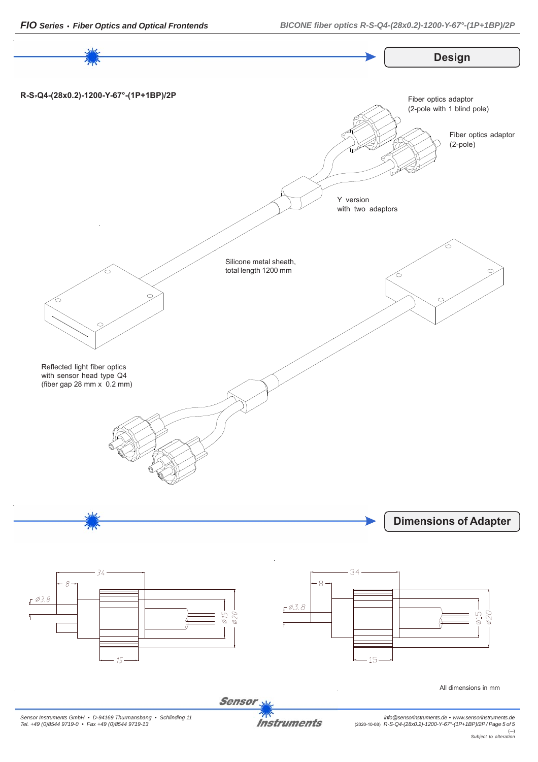## Design

**R-S-Q4-(28x0.2)-1200-Y-67°-(1P+1BP)/2P**

Fiber optics adaptor
(2-pole with 1 blind pole)

Fiber optics adaptor
(2-pole)

Y version
with two adaptors

Silicone metal sheath,
total length 1200 mm

Reflected light fiber optics
with sensor head type Q4
(fiber gap 28 mm x 0.2 mm)

## Dimensions of Adapter

34
8
ø3.8
ø15
ø20
15

34
8
ø3.8
ø15
ø20
15

All dimensions in mm